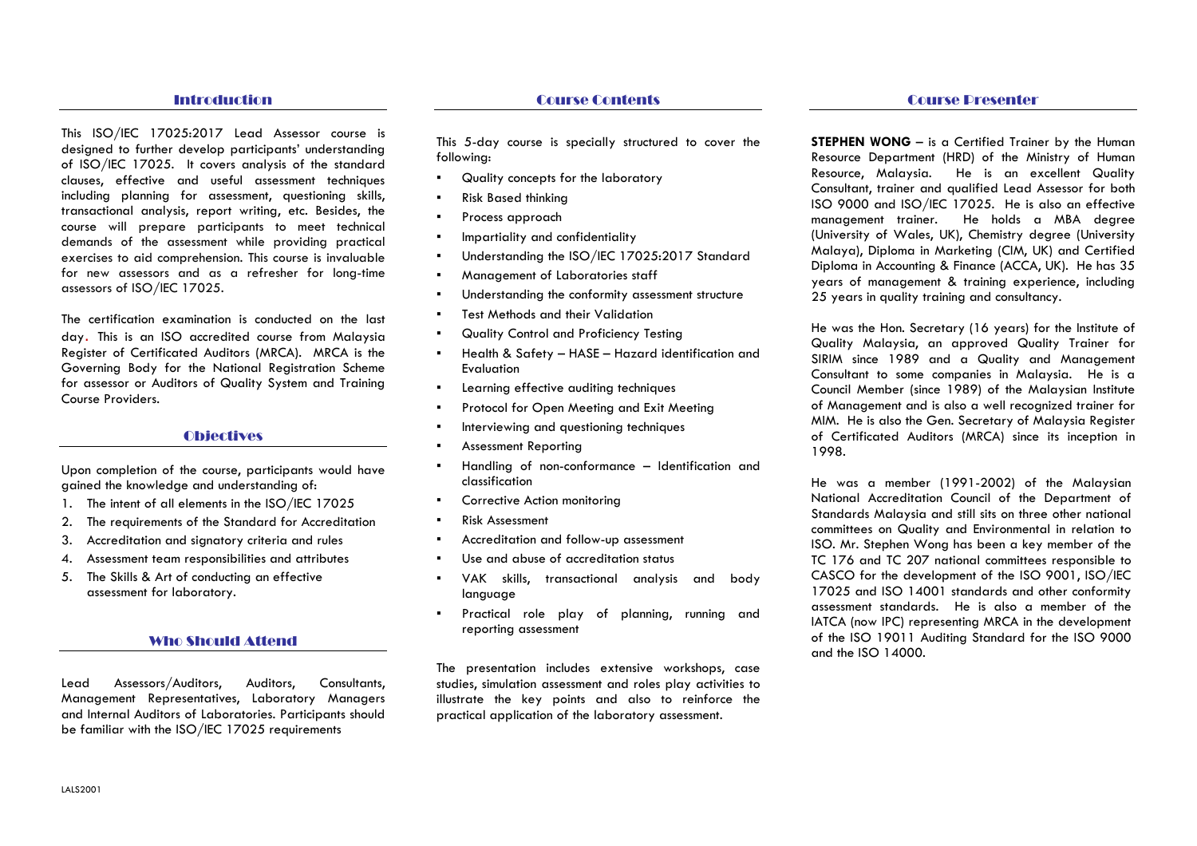## Introduction

This ISO/IEC 17025:2017 Lead Assessor course is designed to further develop participants' understanding of ISO/IEC 17025. It covers analysis of the standard clauses, effective and useful assessment techniques including planning for assessment, questioning skills, transactional analysis, report writing, etc. Besides, the course will prepare participants to meet technical demands of the assessment while providing practical exercises to aid comprehension. This course is invaluable for new assessors and as a refresher for long-time assessors of ISO/IEC 17025.

The certification examination is conducted on the last day. This is an ISO accredited course from Malaysia Register of Certificated Auditors (MRCA). MRCA is the Governing Body for the National Registration Scheme for assessor or Auditors of Quality System and Training Course Providers.

## Objectives

Upon completion of the course, participants would have gained the knowledge and understanding of:

1. The intent of all elements in the ISO/IEC 17025
2. The requirements of the Standard for Accreditation
3. Accreditation and signatory criteria and rules
4. Assessment team responsibilities and attributes
5. The Skills & Art of conducting an effective assessment for laboratory.

## Who Should Attend

Lead Assessors/Auditors, Auditors, Consultants, Management Representatives, Laboratory Managers and Internal Auditors of Laboratories. Participants should be familiar with the ISO/IEC 17025 requirements

## Course Contents

This 5-day course is specially structured to cover the following:

- Quality concepts for the laboratory
- Risk Based thinking
- Process approach
- Impartiality and confidentiality
- Understanding the ISO/IEC 17025:2017 Standard
- Management of Laboratories staff
- Understanding the conformity assessment structure
- Test Methods and their Validation
- Quality Control and Proficiency Testing
- Health & Safety – HASE – Hazard identification and Evaluation
- Learning effective auditing techniques
- Protocol for Open Meeting and Exit Meeting
- Interviewing and questioning techniques
- Assessment Reporting
- Handling of non-conformance – Identification and classification
- Corrective Action monitoring
- Risk Assessment
- Accreditation and follow-up assessment
- Use and abuse of accreditation status
- VAK skills, transactional analysis and body language
- Practical role play of planning, running and reporting assessment

The presentation includes extensive workshops, case studies, simulation assessment and roles play activities to illustrate the key points and also to reinforce the practical application of the laboratory assessment.

## Course Presenter

**STEPHEN WONG** – is a Certified Trainer by the Human Resource Department (HRD) of the Ministry of Human Resource, Malaysia. He is an excellent Quality Consultant, trainer and qualified Lead Assessor for both ISO 9000 and ISO/IEC 17025. He is also an effective management trainer. He holds a MBA degree (University of Wales, UK), Chemistry degree (University Malaya), Diploma in Marketing (CIM, UK) and Certified Diploma in Accounting & Finance (ACCA, UK). He has 35 years of management & training experience, including 25 years in quality training and consultancy.

He was the Hon. Secretary (16 years) for the Institute of Quality Malaysia, an approved Quality Trainer for SIRIM since 1989 and a Quality and Management Consultant to some companies in Malaysia. He is a Council Member (since 1989) of the Malaysian Institute of Management and is also a well recognized trainer for MIM. He is also the Gen. Secretary of Malaysia Register of Certificated Auditors (MRCA) since its inception in 1998.

He was a member (1991-2002) of the Malaysian National Accreditation Council of the Department of Standards Malaysia and still sits on three other national committees on Quality and Environmental in relation to ISO. Mr. Stephen Wong has been a key member of the TC 176 and TC 207 national committees responsible to CASCO for the development of the ISO 9001, ISO/IEC 17025 and ISO 14001 standards and other conformity assessment standards. He is also a member of the IATCA (now IPC) representing MRCA in the development of the ISO 19011 Auditing Standard for the ISO 9000 and the ISO 14000.

LALS2001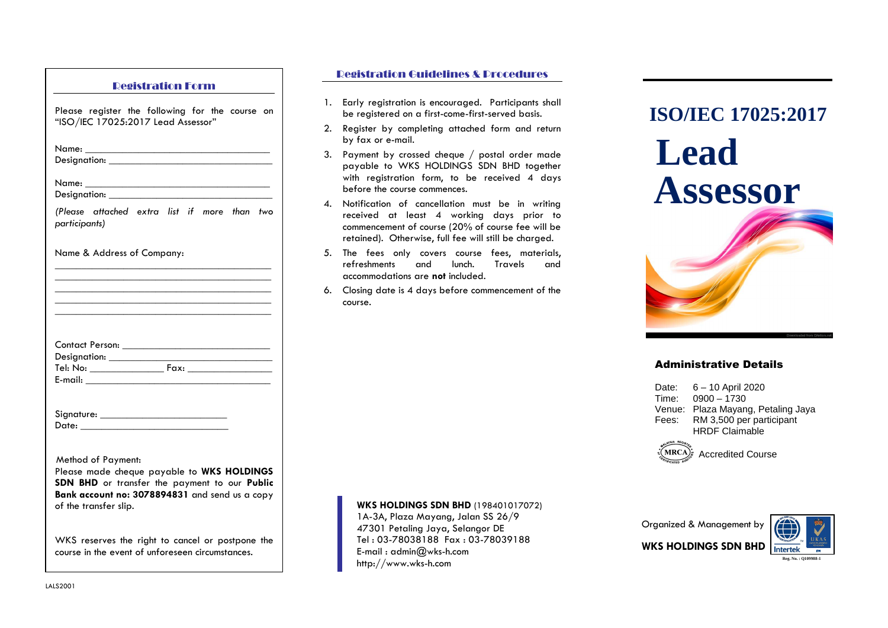## Registration Form

Please register the following for the course on "ISO/IEC 17025:2017 Lead Assessor"

Name: ________________________________
Designation: ____________________________

Name: ________________________________
Designation: ____________________________

*(Please attached extra list if more than two participants)*

Name & Address of Company:

________________________________________
________________________________________
________________________________________
________________________________________
________________________________________

Contact Person: __________________________
Designation: ____________________________
Tel: No: ______________ Fax: _______________
E-mail: _________________________________

Signature: _______________________
Date: ___________________________

Method of Payment:
Please made cheque payable to **WKS HOLDINGS SDN BHD** or transfer the payment to our **Public Bank account no: 3078894831** and send us a copy of the transfer slip.

WKS reserves the right to cancel or postpone the course in the event of unforeseen circumstances.

LALS2001

## Registration Guidelines & Procedures

1. Early registration is encouraged. Participants shall be registered on a first-come-first-served basis.
2. Register by completing attached form and return by fax or e-mail.
3. Payment by crossed cheque / postal order made payable to WKS HOLDINGS SDN BHD together with registration form, to be received 4 days before the course commences.
4. Notification of cancellation must be in writing received at least 4 working days prior to commencement of course (20% of course fee will be retained). Otherwise, full fee will still be charged.
5. The fees only covers course fees, materials, refreshments and lunch. Travels and accommodations are **not** included.
6. Closing date is 4 days before commencement of the course.

**WKS HOLDINGS SDN BHD** (198401017072)
1A-3A, Plaza Mayang, Jalan SS 26/9
47301 Petaling Jaya, Selangor DE
Tel : 03-78038188 Fax : 03-78039188
E-mail : admin@wks-h.com
http://www.wks-h.com

# ISO/IEC 17025:2017

# Lead Assessor

### Administrative Details

Date: 6 – 10 April 2020
Time: 0900 – 1730
Venue: Plaza Mayang, Petaling Jaya
Fees: RM 3,500 per participant
HRDF Claimable

MRCA Accredited Course

Organized & Management by

**WKS HOLDINGS SDN BHD**

Reg. No. : Q109988-1